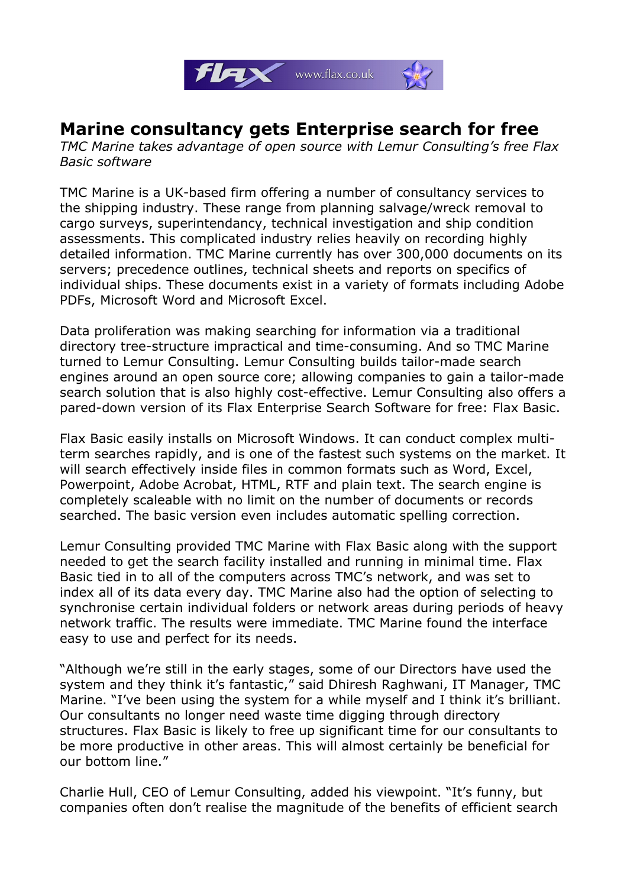# Marine consultancy gets Enterprise search for free

*TMC Marine takes advantage of open source with Lemur Consulting's free Flax Basic software*

TMC Marine is a UK-based firm offering a number of consultancy services to the shipping industry. These range from planning salvage/wreck removal to cargo surveys, superintendancy, technical investigation and ship condition assessments. This complicated industry relies heavily on recording highly detailed information. TMC Marine currently has over 300,000 documents on its servers; precedence outlines, technical sheets and reports on specifics of individual ships. These documents exist in a variety of formats including Adobe PDFs, Microsoft Word and Microsoft Excel.

Data proliferation was making searching for information via a traditional directory tree-structure impractical and time-consuming. And so TMC Marine turned to Lemur Consulting. Lemur Consulting builds tailor-made search engines around an open source core; allowing companies to gain a tailor-made search solution that is also highly cost-effective. Lemur Consulting also offers a pared-down version of its Flax Enterprise Search Software for free: Flax Basic.

Flax Basic easily installs on Microsoft Windows. It can conduct complex multi-term searches rapidly, and is one of the fastest such systems on the market. It will search effectively inside files in common formats such as Word, Excel, Powerpoint, Adobe Acrobat, HTML, RTF and plain text. The search engine is completely scaleable with no limit on the number of documents or records searched. The basic version even includes automatic spelling correction.

Lemur Consulting provided TMC Marine with Flax Basic along with the support needed to get the search facility installed and running in minimal time. Flax Basic tied in to all of the computers across TMC's network, and was set to index all of its data every day. TMC Marine also had the option of selecting to synchronise certain individual folders or network areas during periods of heavy network traffic. The results were immediate. TMC Marine found the interface easy to use and perfect for its needs.

"Although we're still in the early stages, some of our Directors have used the system and they think it's fantastic," said Dhiresh Raghwani, IT Manager, TMC Marine. "I've been using the system for a while myself and I think it's brilliant. Our consultants no longer need waste time digging through directory structures. Flax Basic is likely to free up significant time for our consultants to be more productive in other areas. This will almost certainly be beneficial for our bottom line."

Charlie Hull, CEO of Lemur Consulting, added his viewpoint. "It's funny, but companies often don't realise the magnitude of the benefits of efficient search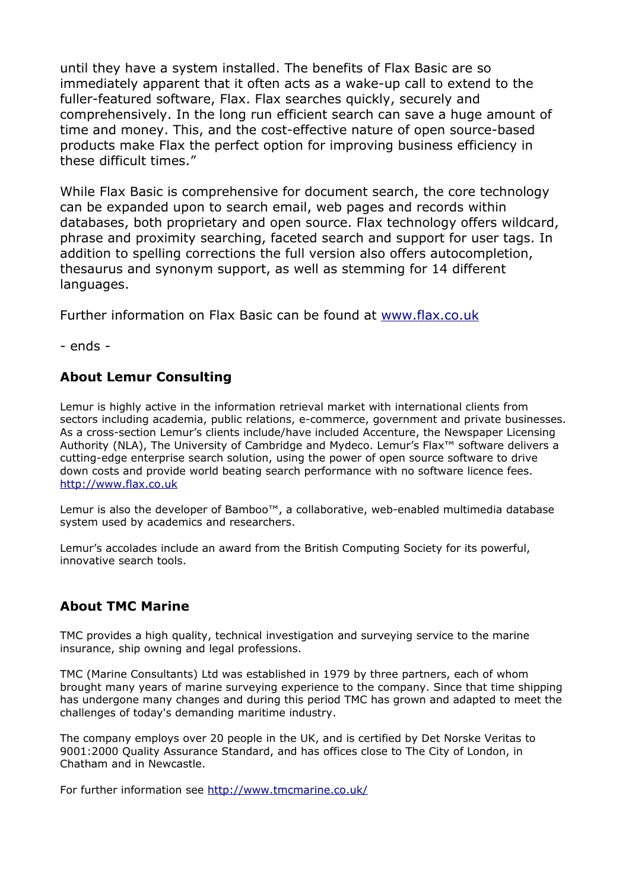until they have a system installed. The benefits of Flax Basic are so immediately apparent that it often acts as a wake-up call to extend to the fuller-featured software, Flax. Flax searches quickly, securely and comprehensively. In the long run efficient search can save a huge amount of time and money. This, and the cost-effective nature of open source-based products make Flax the perfect option for improving business efficiency in these difficult times."

While Flax Basic is comprehensive for document search, the core technology can be expanded upon to search email, web pages and records within databases, both proprietary and open source. Flax technology offers wildcard, phrase and proximity searching, faceted search and support for user tags. In addition to spelling corrections the full version also offers autocompletion, thesaurus and synonym support, as well as stemming for 14 different languages.

Further information on Flax Basic can be found at [www.flax.co.uk](http://www.flax.co.uk)

- ends -

## About Lemur Consulting

Lemur is highly active in the information retrieval market with international clients from sectors including academia, public relations, e-commerce, government and private businesses. As a cross-section Lemur's clients include/have included Accenture, the Newspaper Licensing Authority (NLA), The University of Cambridge and Mydeco. Lemur's Flax™ software delivers a cutting-edge enterprise search solution, using the power of open source software to drive down costs and provide world beating search performance with no software licence fees. [http://www.flax.co.uk](http://www.flax.co.uk)

Lemur is also the developer of Bamboo™, a collaborative, web-enabled multimedia database system used by academics and researchers.

Lemur's accolades include an award from the British Computing Society for its powerful, innovative search tools.

## About TMC Marine

TMC provides a high quality, technical investigation and surveying service to the marine insurance, ship owning and legal professions.

TMC (Marine Consultants) Ltd was established in 1979 by three partners, each of whom brought many years of marine surveying experience to the company. Since that time shipping has undergone many changes and during this period TMC has grown and adapted to meet the challenges of today's demanding maritime industry.

The company employs over 20 people in the UK, and is certified by Det Norske Veritas to 9001:2000 Quality Assurance Standard, and has offices close to The City of London, in Chatham and in Newcastle.

For further information see [http://www.tmcmarine.co.uk/](http://www.tmcmarine.co.uk/)